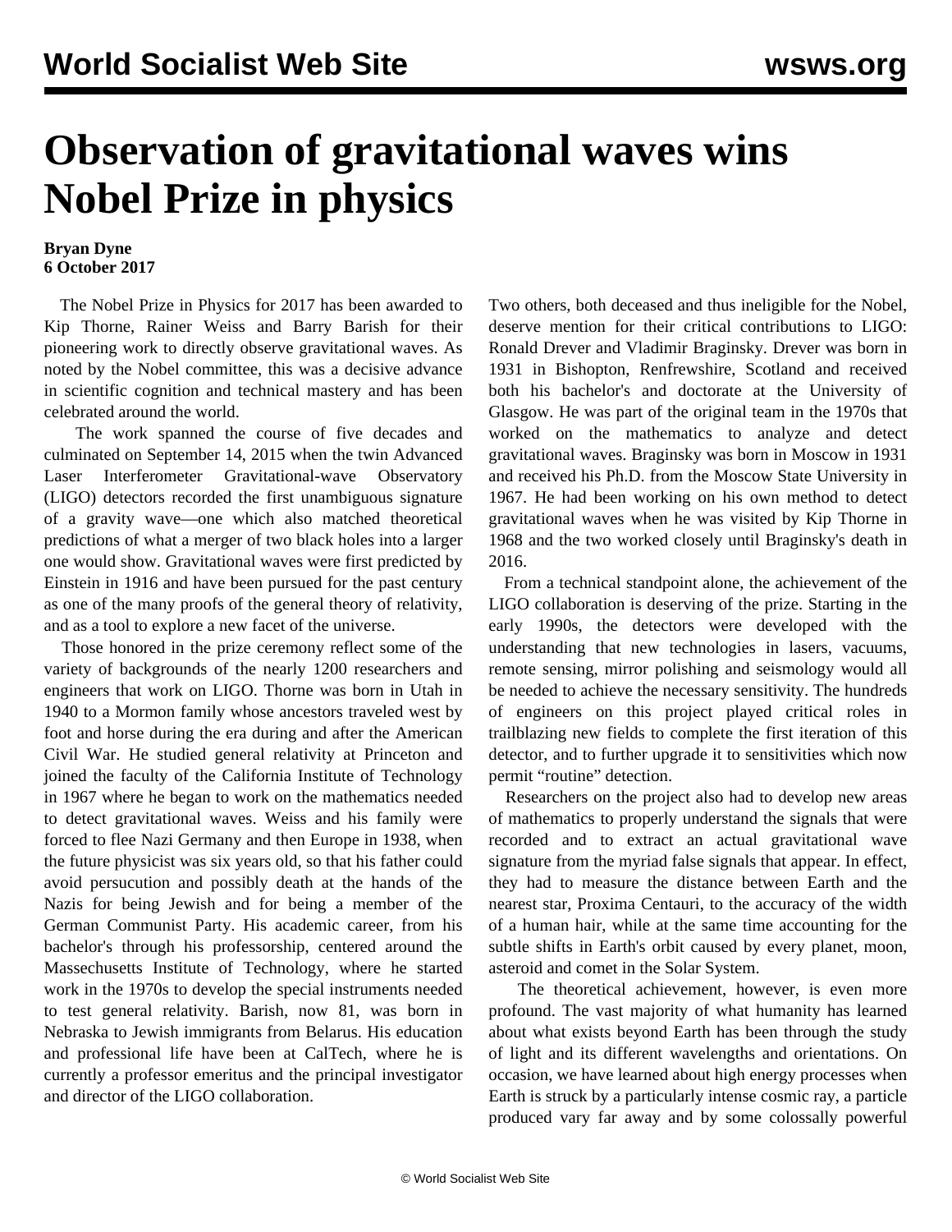# Observation of gravitational waves wins Nobel Prize in physics

**Bryan Dyne**
**6 October 2017**

The Nobel Prize in Physics for 2017 has been awarded to Kip Thorne, Rainer Weiss and Barry Barish for their pioneering work to directly observe gravitational waves. As noted by the Nobel committee, this was a decisive advance in scientific cognition and technical mastery and has been celebrated around the world.

The work spanned the course of five decades and culminated on September 14, 2015 when the twin Advanced Laser Interferometer Gravitational-wave Observatory (LIGO) detectors recorded the first unambiguous signature of a gravity wave—one which also matched theoretical predictions of what a merger of two black holes into a larger one would show. Gravitational waves were first predicted by Einstein in 1916 and have been pursued for the past century as one of the many proofs of the general theory of relativity, and as a tool to explore a new facet of the universe.

Those honored in the prize ceremony reflect some of the variety of backgrounds of the nearly 1200 researchers and engineers that work on LIGO. Thorne was born in Utah in 1940 to a Mormon family whose ancestors traveled west by foot and horse during the era during and after the American Civil War. He studied general relativity at Princeton and joined the faculty of the California Institute of Technology in 1967 where he began to work on the mathematics needed to detect gravitational waves. Weiss and his family were forced to flee Nazi Germany and then Europe in 1938, when the future physicist was six years old, so that his father could avoid persucution and possibly death at the hands of the Nazis for being Jewish and for being a member of the German Communist Party. His academic career, from his bachelor's through his professorship, centered around the Massechusetts Institute of Technology, where he started work in the 1970s to develop the special instruments needed to test general relativity. Barish, now 81, was born in Nebraska to Jewish immigrants from Belarus. His education and professional life have been at CalTech, where he is currently a professor emeritus and the principal investigator and director of the LIGO collaboration.

Two others, both deceased and thus ineligible for the Nobel, deserve mention for their critical contributions to LIGO: Ronald Drever and Vladimir Braginsky. Drever was born in 1931 in Bishopton, Renfrewshire, Scotland and received both his bachelor's and doctorate at the University of Glasgow. He was part of the original team in the 1970s that worked on the mathematics to analyze and detect gravitational waves. Braginsky was born in Moscow in 1931 and received his Ph.D. from the Moscow State University in 1967. He had been working on his own method to detect gravitational waves when he was visited by Kip Thorne in 1968 and the two worked closely until Braginsky's death in 2016.

From a technical standpoint alone, the achievement of the LIGO collaboration is deserving of the prize. Starting in the early 1990s, the detectors were developed with the understanding that new technologies in lasers, vacuums, remote sensing, mirror polishing and seismology would all be needed to achieve the necessary sensitivity. The hundreds of engineers on this project played critical roles in trailblazing new fields to complete the first iteration of this detector, and to further upgrade it to sensitivities which now permit "routine" detection.

Researchers on the project also had to develop new areas of mathematics to properly understand the signals that were recorded and to extract an actual gravitational wave signature from the myriad false signals that appear. In effect, they had to measure the distance between Earth and the nearest star, Proxima Centauri, to the accuracy of the width of a human hair, while at the same time accounting for the subtle shifts in Earth's orbit caused by every planet, moon, asteroid and comet in the Solar System.

The theoretical achievement, however, is even more profound. The vast majority of what humanity has learned about what exists beyond Earth has been through the study of light and its different wavelengths and orientations. On occasion, we have learned about high energy processes when Earth is struck by a particularly intense cosmic ray, a particle produced vary far away and by some colossally powerful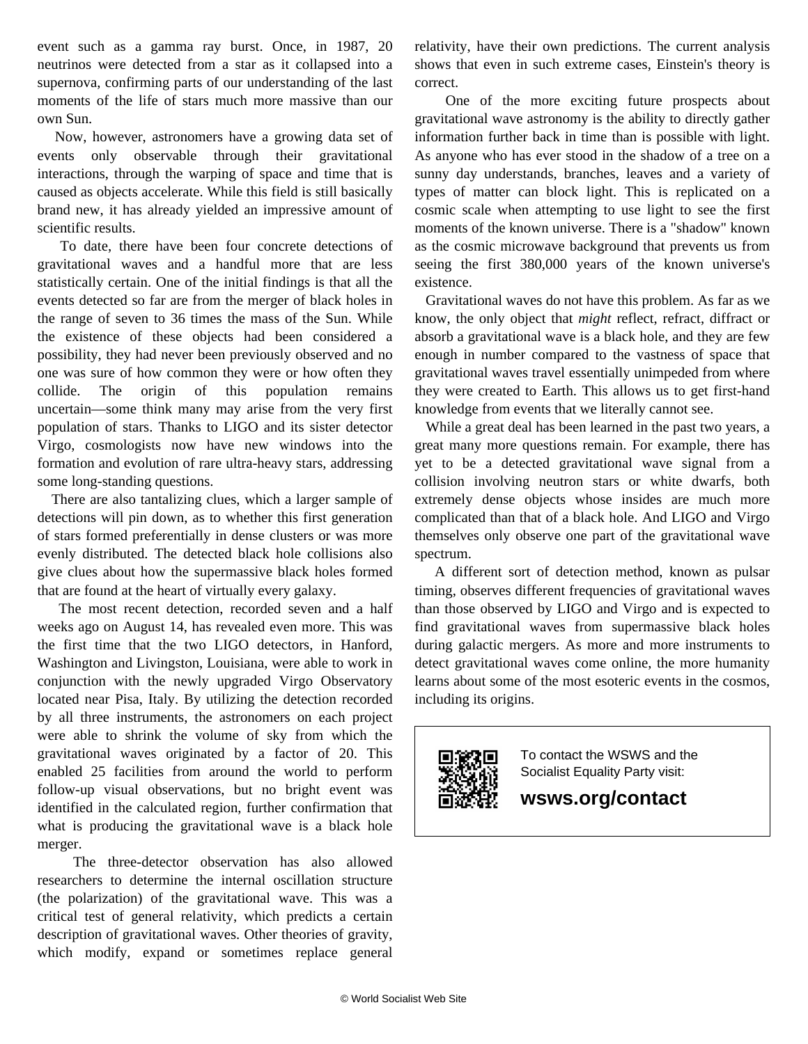event such as a gamma ray burst. Once, in 1987, 20 neutrinos were detected from a star as it collapsed into a supernova, confirming parts of our understanding of the last moments of the life of stars much more massive than our own Sun.

Now, however, astronomers have a growing data set of events only observable through their gravitational interactions, through the warping of space and time that is caused as objects accelerate. While this field is still basically brand new, it has already yielded an impressive amount of scientific results.

To date, there have been four concrete detections of gravitational waves and a handful more that are less statistically certain. One of the initial findings is that all the events detected so far are from the merger of black holes in the range of seven to 36 times the mass of the Sun. While the existence of these objects had been considered a possibility, they had never been previously observed and no one was sure of how common they were or how often they collide. The origin of this population remains uncertain—some think many may arise from the very first population of stars. Thanks to LIGO and its sister detector Virgo, cosmologists now have new windows into the formation and evolution of rare ultra-heavy stars, addressing some long-standing questions.

There are also tantalizing clues, which a larger sample of detections will pin down, as to whether this first generation of stars formed preferentially in dense clusters or was more evenly distributed. The detected black hole collisions also give clues about how the supermassive black holes formed that are found at the heart of virtually every galaxy.

The most recent detection, recorded seven and a half weeks ago on August 14, has revealed even more. This was the first time that the two LIGO detectors, in Hanford, Washington and Livingston, Louisiana, were able to work in conjunction with the newly upgraded Virgo Observatory located near Pisa, Italy. By utilizing the detection recorded by all three instruments, the astronomers on each project were able to shrink the volume of sky from which the gravitational waves originated by a factor of 20. This enabled 25 facilities from around the world to perform follow-up visual observations, but no bright event was identified in the calculated region, further confirmation that what is producing the gravitational wave is a black hole merger.

The three-detector observation has also allowed researchers to determine the internal oscillation structure (the polarization) of the gravitational wave. This was a critical test of general relativity, which predicts a certain description of gravitational waves. Other theories of gravity, which modify, expand or sometimes replace general relativity, have their own predictions. The current analysis shows that even in such extreme cases, Einstein's theory is correct.

One of the more exciting future prospects about gravitational wave astronomy is the ability to directly gather information further back in time than is possible with light. As anyone who has ever stood in the shadow of a tree on a sunny day understands, branches, leaves and a variety of types of matter can block light. This is replicated on a cosmic scale when attempting to use light to see the first moments of the known universe. There is a "shadow" known as the cosmic microwave background that prevents us from seeing the first 380,000 years of the known universe's existence.

Gravitational waves do not have this problem. As far as we know, the only object that *might* reflect, refract, diffract or absorb a gravitational wave is a black hole, and they are few enough in number compared to the vastness of space that gravitational waves travel essentially unimpeded from where they were created to Earth. This allows us to get first-hand knowledge from events that we literally cannot see.

While a great deal has been learned in the past two years, a great many more questions remain. For example, there has yet to be a detected gravitational wave signal from a collision involving neutron stars or white dwarfs, both extremely dense objects whose insides are much more complicated than that of a black hole. And LIGO and Virgo themselves only observe one part of the gravitational wave spectrum.

A different sort of detection method, known as pulsar timing, observes different frequencies of gravitational waves than those observed by LIGO and Virgo and is expected to find gravitational waves from supermassive black holes during galactic mergers. As more and more instruments to detect gravitational waves come online, the more humanity learns about some of the most esoteric events in the cosmos, including its origins.

To contact the WSWS and the Socialist Equality Party visit:

**wsws.org/contact**